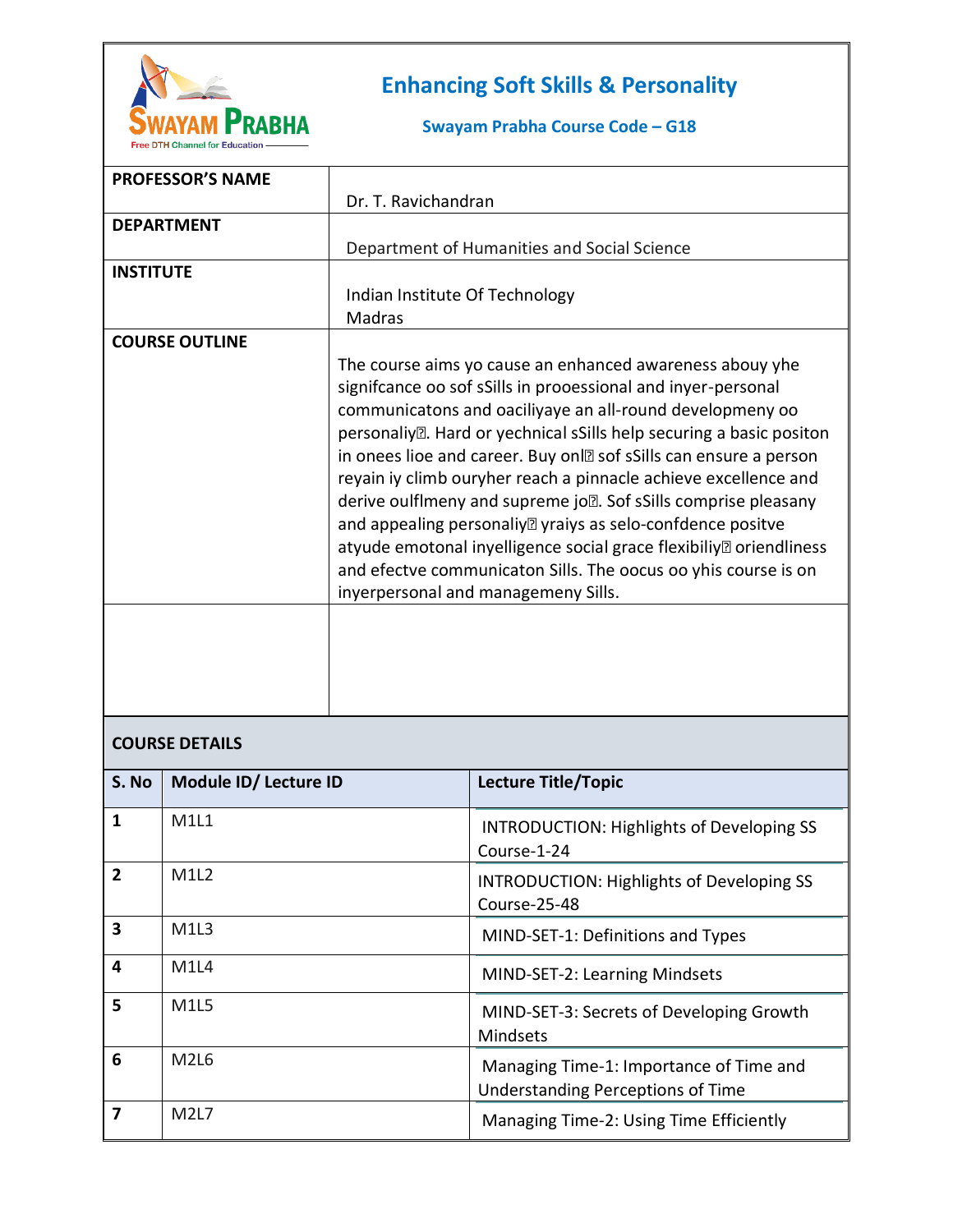# Enhancing Soft Skills & Personality

**Swayam Prabha Course Code – G18**

| | |
|---|---|
| **PROFESSOR'S NAME** | Dr. T. Ravichandran |
| **DEPARTMENT** | Department of Humanities and Social Science |
| **INSTITUTE** | Indian Institute Of Technology Madras |
| **COURSE OUTLINE** | The course aims yo cause an enhanced awareness abouy yhe signifcance oo sof sSills in prooessional and inyer-personal communicatons and oaciliyaye an all-round developmeny oo personaliy. Hard or yechnical sSills help securing a basic positon in onees lioe and career. Buy onl sof sSills can ensure a person reyain iy climb ouryher reach a pinnacle achieve excellence and derive oulflmeny and supreme jo. Sof sSills comprise pleasany and appealing personaliy yraiys as selo-confdence positve atyude emotonal inyelligence social grace flexibiliy oriendliness and efectve communicaton Sills. The oocus oo yhis course is on inyerpersonal and managemeny Sills. |
| | |

## COURSE DETAILS

| S. No | Module ID/ Lecture ID | Lecture Title/Topic |
|---|---|---|
| 1 | M1L1 | INTRODUCTION: Highlights of Developing SS Course-1-24 |
| 2 | M1L2 | INTRODUCTION: Highlights of Developing SS Course-25-48 |
| 3 | M1L3 | MIND-SET-1: Definitions and Types |
| 4 | M1L4 | MIND-SET-2: Learning Mindsets |
| 5 | M1L5 | MIND-SET-3: Secrets of Developing Growth Mindsets |
| 6 | M2L6 | Managing Time-1: Importance of Time and Understanding Perceptions of Time |
| 7 | M2L7 | Managing Time-2: Using Time Efficiently |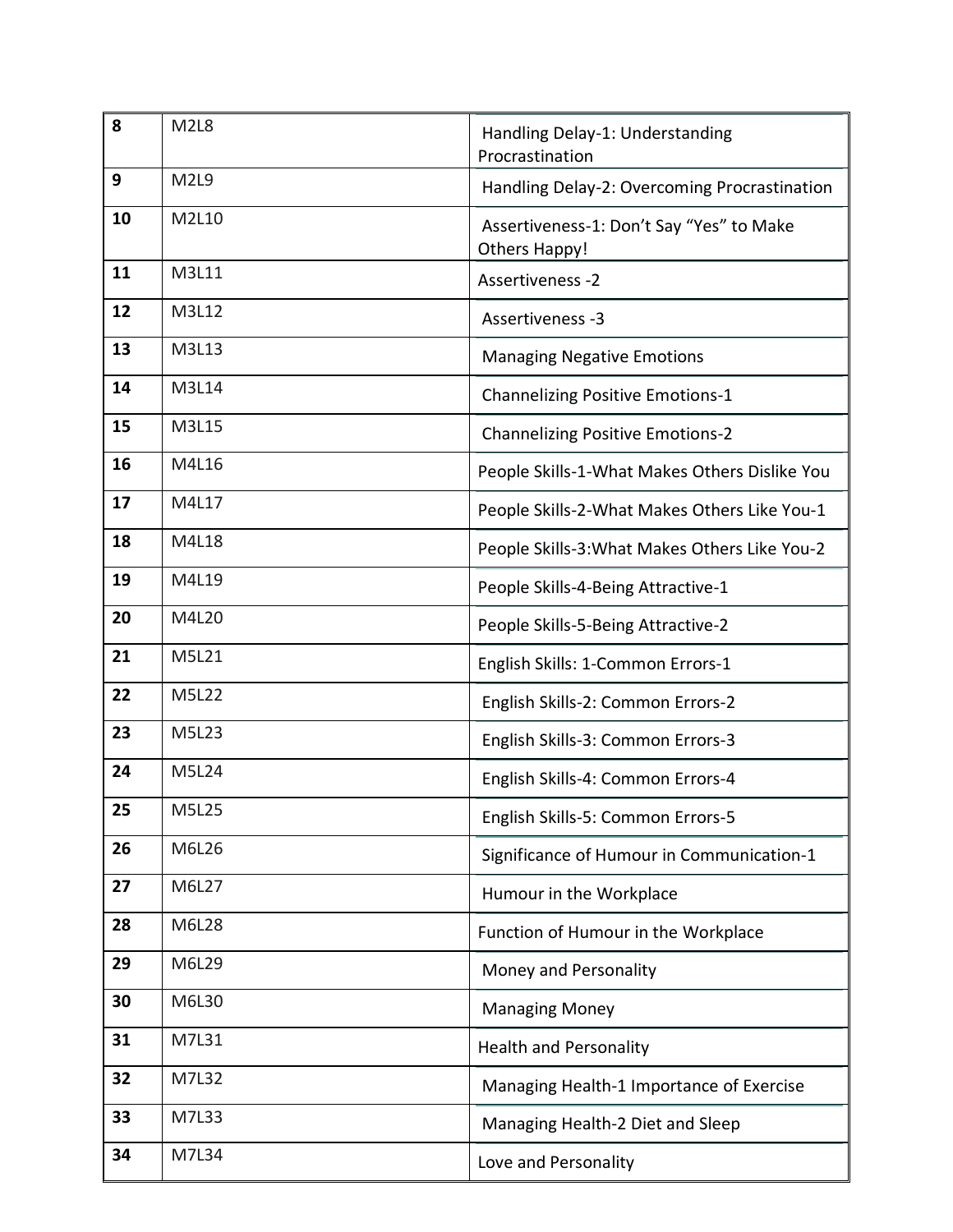| 8 | M2L8 | Handling Delay-1: Understanding Procrastination |
|---|---|---|
| 9 | M2L9 | Handling Delay-2: Overcoming Procrastination |
| 10 | M2L10 | Assertiveness-1: Don’t Say “Yes” to Make Others Happy! |
| 11 | M3L11 | Assertiveness -2 |
| 12 | M3L12 | Assertiveness -3 |
| 13 | M3L13 | Managing Negative Emotions |
| 14 | M3L14 | Channelizing Positive Emotions-1 |
| 15 | M3L15 | Channelizing Positive Emotions-2 |
| 16 | M4L16 | People Skills-1-What Makes Others Dislike You |
| 17 | M4L17 | People Skills-2-What Makes Others Like You-1 |
| 18 | M4L18 | People Skills-3:What Makes Others Like You-2 |
| 19 | M4L19 | People Skills-4-Being Attractive-1 |
| 20 | M4L20 | People Skills-5-Being Attractive-2 |
| 21 | M5L21 | English Skills: 1-Common Errors-1 |
| 22 | M5L22 | English Skills-2: Common Errors-2 |
| 23 | M5L23 | English Skills-3: Common Errors-3 |
| 24 | M5L24 | English Skills-4: Common Errors-4 |
| 25 | M5L25 | English Skills-5: Common Errors-5 |
| 26 | M6L26 | Significance of Humour in Communication-1 |
| 27 | M6L27 | Humour in the Workplace |
| 28 | M6L28 | Function of Humour in the Workplace |
| 29 | M6L29 | Money and Personality |
| 30 | M6L30 | Managing Money |
| 31 | M7L31 | Health and Personality |
| 32 | M7L32 | Managing Health-1 Importance of Exercise |
| 33 | M7L33 | Managing Health-2 Diet and Sleep |
| 34 | M7L34 | Love and Personality |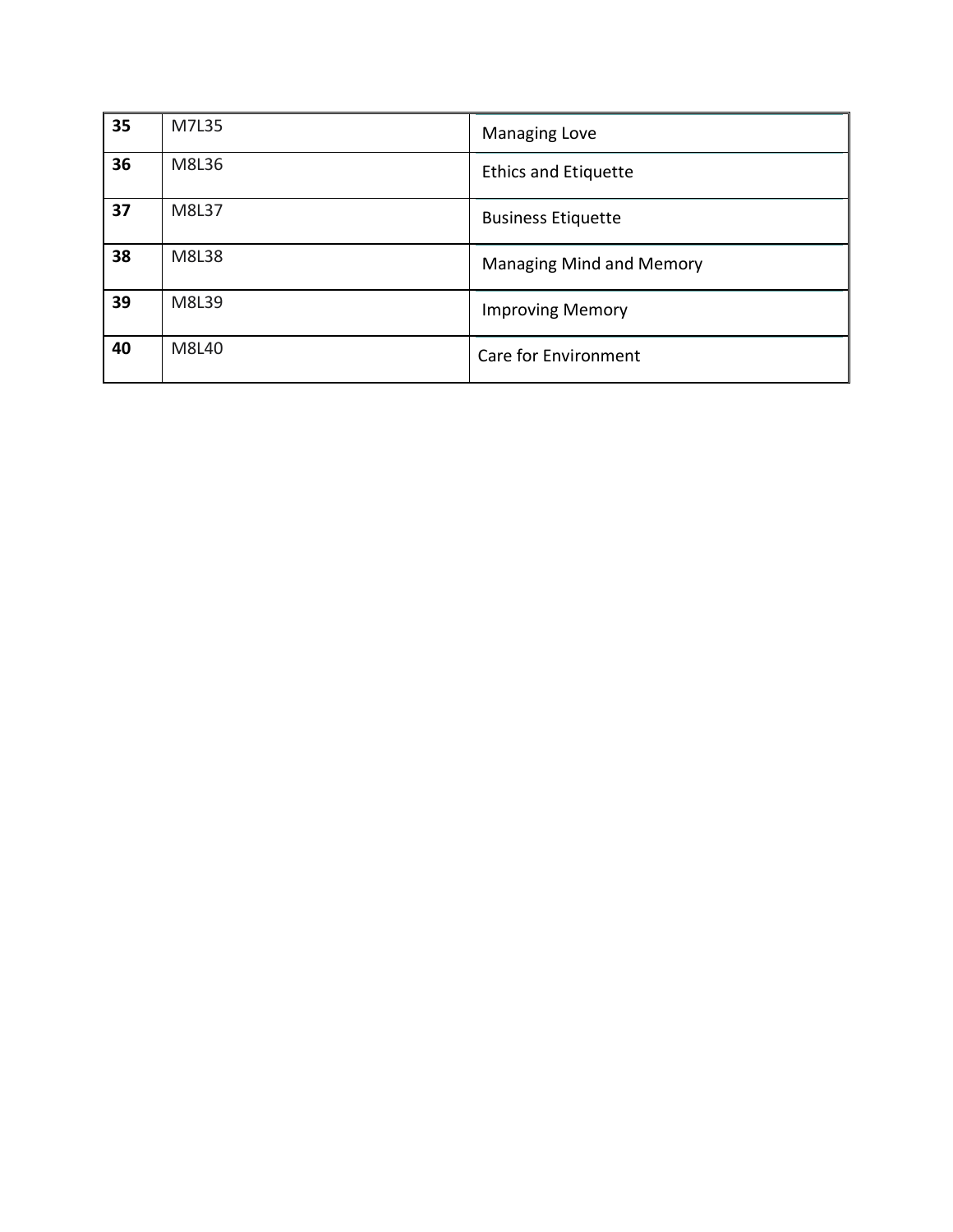| | | |
|---|---|---|
| **35** | M7L35 | Managing Love |
| **36** | M8L36 | Ethics and Etiquette |
| **37** | M8L37 | Business Etiquette |
| **38** | M8L38 | Managing Mind and Memory |
| **39** | M8L39 | Improving Memory |
| **40** | M8L40 | Care for Environment |